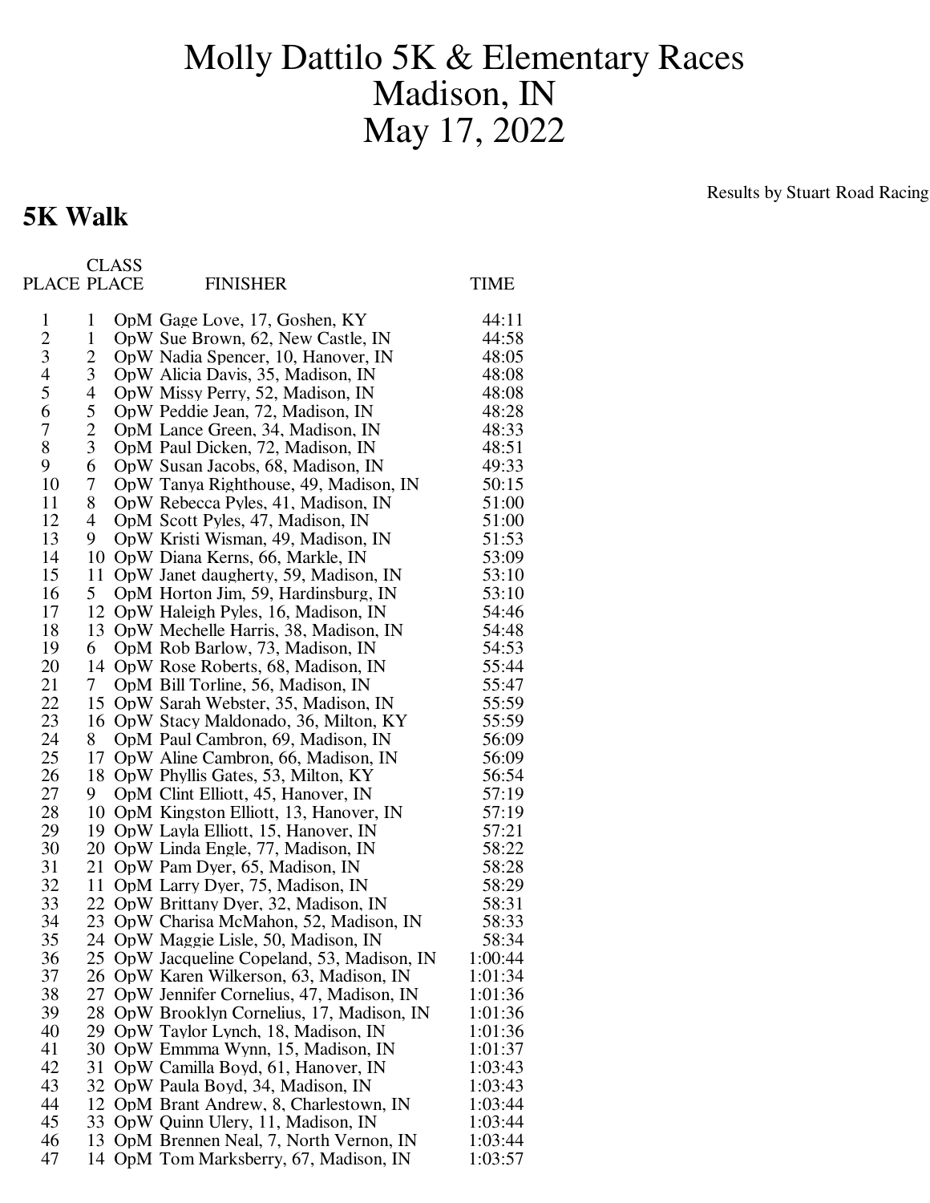# Molly Dattilo 5K & Elementary Races
# Madison, IN
# May 17, 2022

Results by Stuart Road Racing

## 5K Walk

| PLACE | CLASS PLACE | | FINISHER | TIME |
|---|---|---|---|---|
| 1 | 1 | OpM | Gage Love, 17, Goshen, KY | 44:11 |
| 2 | 1 | OpW | Sue Brown, 62, New Castle, IN | 44:58 |
| 3 | 2 | OpW | Nadia Spencer, 10, Hanover, IN | 48:05 |
| 4 | 3 | OpW | Alicia Davis, 35, Madison, IN | 48:08 |
| 5 | 4 | OpW | Missy Perry, 52, Madison, IN | 48:08 |
| 6 | 5 | OpW | Peddie Jean, 72, Madison, IN | 48:28 |
| 7 | 2 | OpM | Lance Green, 34, Madison, IN | 48:33 |
| 8 | 3 | OpM | Paul Dicken, 72, Madison, IN | 48:51 |
| 9 | 6 | OpW | Susan Jacobs, 68, Madison, IN | 49:33 |
| 10 | 7 | OpW | Tanya Righthouse, 49, Madison, IN | 50:15 |
| 11 | 8 | OpW | Rebecca Pyles, 41, Madison, IN | 51:00 |
| 12 | 4 | OpM | Scott Pyles, 47, Madison, IN | 51:00 |
| 13 | 9 | OpW | Kristi Wisman, 49, Madison, IN | 51:53 |
| 14 | 10 | OpW | Diana Kerns, 66, Markle, IN | 53:09 |
| 15 | 11 | OpW | Janet daugherty, 59, Madison, IN | 53:10 |
| 16 | 5 | OpM | Horton Jim, 59, Hardinsburg, IN | 53:10 |
| 17 | 12 | OpW | Haleigh Pyles, 16, Madison, IN | 54:46 |
| 18 | 13 | OpW | Mechelle Harris, 38, Madison, IN | 54:48 |
| 19 | 6 | OpM | Rob Barlow, 73, Madison, IN | 54:53 |
| 20 | 14 | OpW | Rose Roberts, 68, Madison, IN | 55:44 |
| 21 | 7 | OpM | Bill Torline, 56, Madison, IN | 55:47 |
| 22 | 15 | OpW | Sarah Webster, 35, Madison, IN | 55:59 |
| 23 | 16 | OpW | Stacy Maldonado, 36, Milton, KY | 55:59 |
| 24 | 8 | OpM | Paul Cambron, 69, Madison, IN | 56:09 |
| 25 | 17 | OpW | Aline Cambron, 66, Madison, IN | 56:09 |
| 26 | 18 | OpW | Phyllis Gates, 53, Milton, KY | 56:54 |
| 27 | 9 | OpM | Clint Elliott, 45, Hanover, IN | 57:19 |
| 28 | 10 | OpM | Kingston Elliott, 13, Hanover, IN | 57:19 |
| 29 | 19 | OpW | Layla Elliott, 15, Hanover, IN | 57:21 |
| 30 | 20 | OpW | Linda Engle, 77, Madison, IN | 58:22 |
| 31 | 21 | OpW | Pam Dyer, 65, Madison, IN | 58:28 |
| 32 | 11 | OpM | Larry Dyer, 75, Madison, IN | 58:29 |
| 33 | 22 | OpW | Brittany Dyer, 32, Madison, IN | 58:31 |
| 34 | 23 | OpW | Charisa McMahon, 52, Madison, IN | 58:33 |
| 35 | 24 | OpW | Maggie Lisle, 50, Madison, IN | 58:34 |
| 36 | 25 | OpW | Jacqueline Copeland, 53, Madison, IN | 1:00:44 |
| 37 | 26 | OpW | Karen Wilkerson, 63, Madison, IN | 1:01:34 |
| 38 | 27 | OpW | Jennifer Cornelius, 47, Madison, IN | 1:01:36 |
| 39 | 28 | OpW | Brooklyn Cornelius, 17, Madison, IN | 1:01:36 |
| 40 | 29 | OpW | Taylor Lynch, 18, Madison, IN | 1:01:36 |
| 41 | 30 | OpW | Emmma Wynn, 15, Madison, IN | 1:01:37 |
| 42 | 31 | OpW | Camilla Boyd, 61, Hanover, IN | 1:03:43 |
| 43 | 32 | OpW | Paula Boyd, 34, Madison, IN | 1:03:43 |
| 44 | 12 | OpM | Brant Andrew, 8, Charlestown, IN | 1:03:44 |
| 45 | 33 | OpW | Quinn Ulery, 11, Madison, IN | 1:03:44 |
| 46 | 13 | OpM | Brennen Neal, 7, North Vernon, IN | 1:03:44 |
| 47 | 14 | OpM | Tom Marksberry, 67, Madison, IN | 1:03:57 |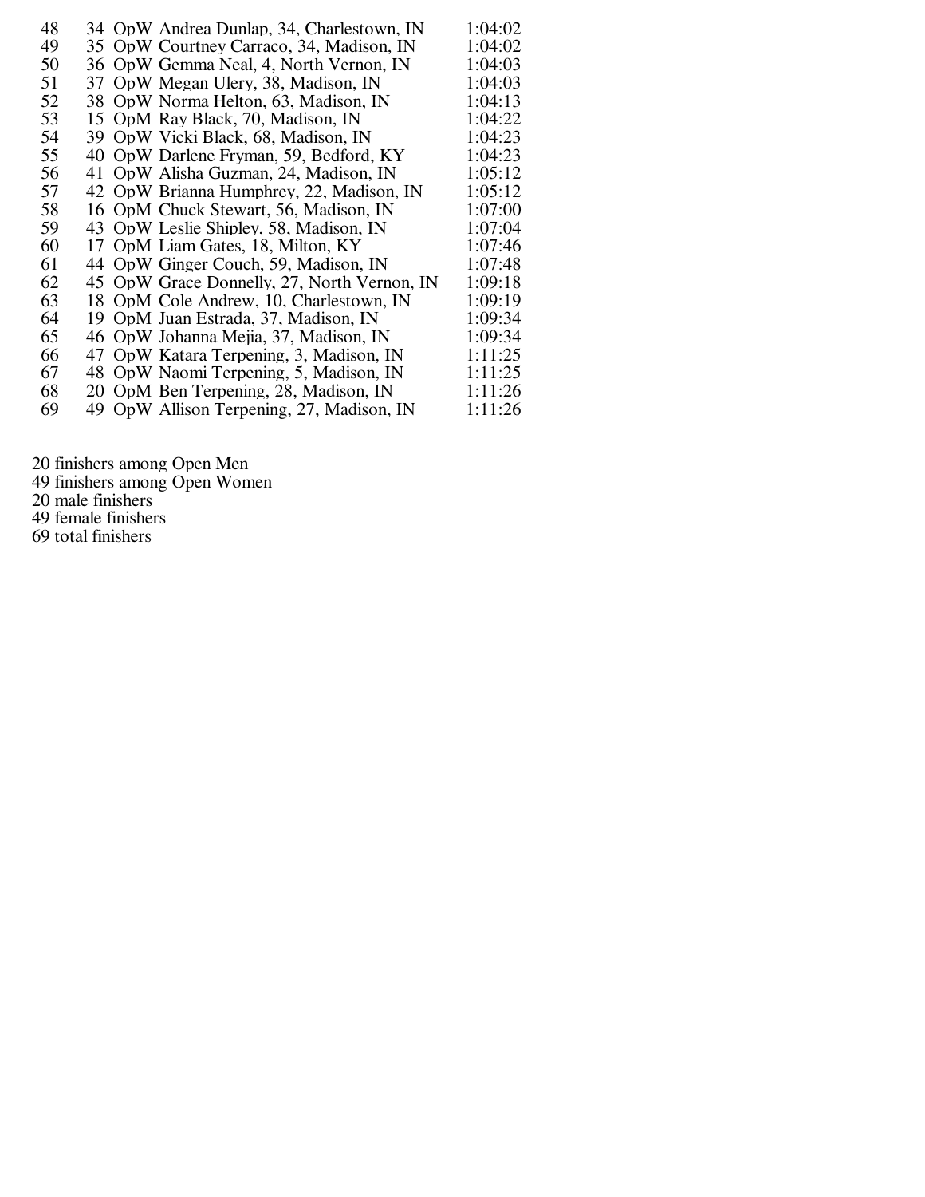| | | | | |
|---|---|---|---|---|
| 48 | 34 | OpW | Andrea Dunlap, 34, Charlestown, IN | 1:04:02 |
| 49 | 35 | OpW | Courtney Carraco, 34, Madison, IN | 1:04:02 |
| 50 | 36 | OpW | Gemma Neal, 4, North Vernon, IN | 1:04:03 |
| 51 | 37 | OpW | Megan Ulery, 38, Madison, IN | 1:04:03 |
| 52 | 38 | OpW | Norma Helton, 63, Madison, IN | 1:04:13 |
| 53 | 15 | OpM | Ray Black, 70, Madison, IN | 1:04:22 |
| 54 | 39 | OpW | Vicki Black, 68, Madison, IN | 1:04:23 |
| 55 | 40 | OpW | Darlene Fryman, 59, Bedford, KY | 1:04:23 |
| 56 | 41 | OpW | Alisha Guzman, 24, Madison, IN | 1:05:12 |
| 57 | 42 | OpW | Brianna Humphrey, 22, Madison, IN | 1:05:12 |
| 58 | 16 | OpM | Chuck Stewart, 56, Madison, IN | 1:07:00 |
| 59 | 43 | OpW | Leslie Shipley, 58, Madison, IN | 1:07:04 |
| 60 | 17 | OpM | Liam Gates, 18, Milton, KY | 1:07:46 |
| 61 | 44 | OpW | Ginger Couch, 59, Madison, IN | 1:07:48 |
| 62 | 45 | OpW | Grace Donnelly, 27, North Vernon, IN | 1:09:18 |
| 63 | 18 | OpM | Cole Andrew, 10, Charlestown, IN | 1:09:19 |
| 64 | 19 | OpM | Juan Estrada, 37, Madison, IN | 1:09:34 |
| 65 | 46 | OpW | Johanna Mejia, 37, Madison, IN | 1:09:34 |
| 66 | 47 | OpW | Katara Terpening, 3, Madison, IN | 1:11:25 |
| 67 | 48 | OpW | Naomi Terpening, 5, Madison, IN | 1:11:25 |
| 68 | 20 | OpM | Ben Terpening, 28, Madison, IN | 1:11:26 |
| 69 | 49 | OpW | Allison Terpening, 27, Madison, IN | 1:11:26 |

20 finishers among Open Men
49 finishers among Open Women
20 male finishers
49 female finishers
69 total finishers